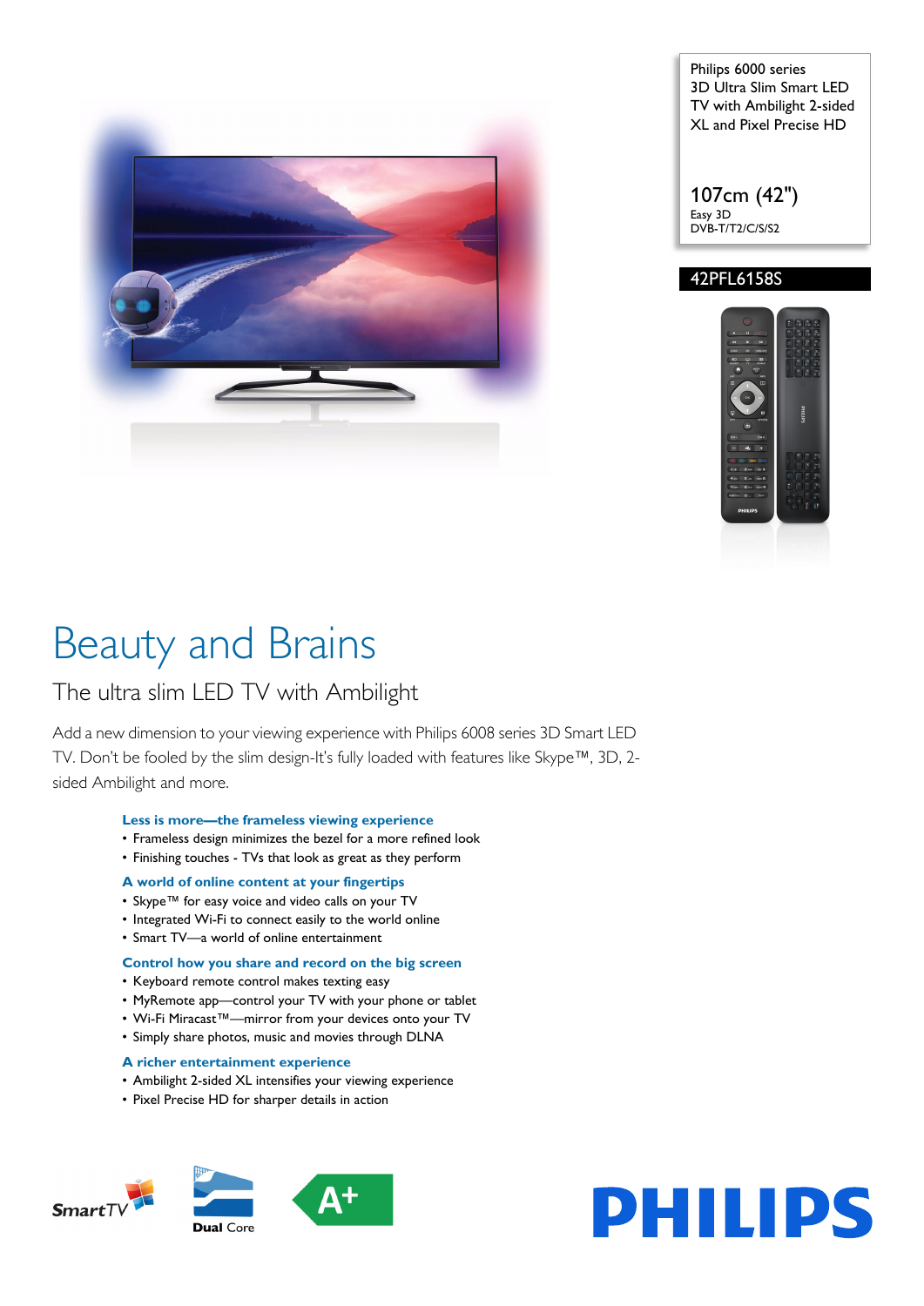Philips 6000 series
3D Ultra Slim Smart LED TV with Ambilight 2-sided XL and Pixel Precise HD

107cm (42")
Easy 3D
DVB-T/T2/C/S/S2

**42PFL6158S**

# Beauty and Brains

## The ultra slim LED TV with Ambilight

Add a new dimension to your viewing experience with Philips 6008 series 3D Smart LED TV. Don't be fooled by the slim design-It's fully loaded with features like Skype™, 3D, 2-sided Ambilight and more.

### Less is more—the frameless viewing experience

- Frameless design minimizes the bezel for a more refined look
- Finishing touches - TVs that look as great as they perform

### A world of online content at your fingertips

- Skype™ for easy voice and video calls on your TV
- Integrated Wi-Fi to connect easily to the world online
- Smart TV—a world of online entertainment

### Control how you share and record on the big screen

- Keyboard remote control makes texting easy
- MyRemote app—control your TV with your phone or tablet
- Wi-Fi Miracast™—mirror from your devices onto your TV
- Simply share photos, music and movies through DLNA

### A richer entertainment experience

- Ambilight 2-sided XL intensifies your viewing experience
- Pixel Precise HD for sharper details in action

SmartTV

Dual Core

A+

PHILIPS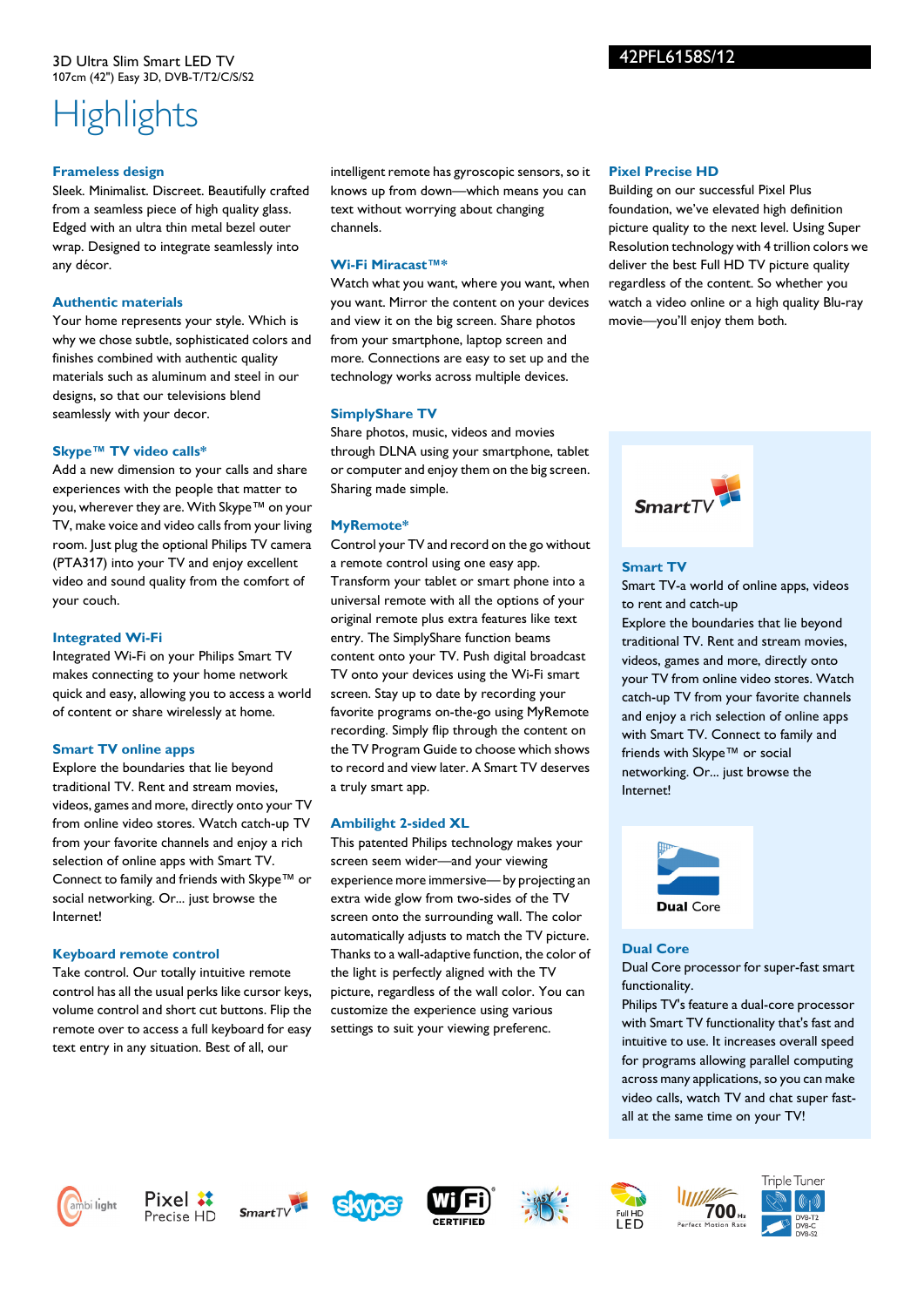3D Ultra Slim Smart LED TV
107cm (42") Easy 3D, DVB-T/T2/C/S/S2

42PFL6158S/12

# Highlights

### Frameless design

Sleek. Minimalist. Discreet. Beautifully crafted from a seamless piece of high quality glass. Edged with an ultra thin metal bezel outer wrap. Designed to integrate seamlessly into any décor.

### Authentic materials

Your home represents your style. Which is why we chose subtle, sophisticated colors and finishes combined with authentic quality materials such as aluminum and steel in our designs, so that our televisions blend seamlessly with your decor.

### Skype™ TV video calls*

Add a new dimension to your calls and share experiences with the people that matter to you, wherever they are. With Skype™ on your TV, make voice and video calls from your living room. Just plug the optional Philips TV camera (PTA317) into your TV and enjoy excellent video and sound quality from the comfort of your couch.

### Integrated Wi-Fi

Integrated Wi-Fi on your Philips Smart TV makes connecting to your home network quick and easy, allowing you to access a world of content or share wirelessly at home.

### Smart TV online apps

Explore the boundaries that lie beyond traditional TV. Rent and stream movies, videos, games and more, directly onto your TV from online video stores. Watch catch-up TV from your favorite channels and enjoy a rich selection of online apps with Smart TV. Connect to family and friends with Skype™ or social networking. Or... just browse the Internet!

### Keyboard remote control

Take control. Our totally intuitive remote control has all the usual perks like cursor keys, volume control and short cut buttons. Flip the remote over to access a full keyboard for easy text entry in any situation. Best of all, our intelligent remote has gyroscopic sensors, so it knows up from down—which means you can text without worrying about changing channels.

### Wi-Fi Miracast™*

Watch what you want, where you want, when you want. Mirror the content on your devices and view it on the big screen. Share photos from your smartphone, laptop screen and more. Connections are easy to set up and the technology works across multiple devices.

### SimplyShare TV

Share photos, music, videos and movies through DLNA using your smartphone, tablet or computer and enjoy them on the big screen. Sharing made simple.

### MyRemote*

Control your TV and record on the go without a remote control using one easy app. Transform your tablet or smart phone into a universal remote with all the options of your original remote plus extra features like text entry. The SimplyShare function beams content onto your TV. Push digital broadcast TV onto your devices using the Wi-Fi smart screen. Stay up to date by recording your favorite programs on-the-go using MyRemote recording. Simply flip through the content on the TV Program Guide to choose which shows to record and view later. A Smart TV deserves a truly smart app.

### Ambilight 2-sided XL

This patented Philips technology makes your screen seem wider—and your viewing experience more immersive— by projecting an extra wide glow from two-sides of the TV screen onto the surrounding wall. The color automatically adjusts to match the TV picture. Thanks to a wall-adaptive function, the color of the light is perfectly aligned with the TV picture, regardless of the wall color. You can customize the experience using various settings to suit your viewing preferenc.

### Pixel Precise HD

Building on our successful Pixel Plus foundation, we've elevated high definition picture quality to the next level. Using Super Resolution technology with 4 trillion colors we deliver the best Full HD TV picture quality regardless of the content. So whether you watch a video online or a high quality Blu-ray movie—you'll enjoy them both.

### Smart TV

Smart TV-a world of online apps, videos to rent and catch-up
Explore the boundaries that lie beyond traditional TV. Rent and stream movies, videos, games and more, directly onto your TV from online video stores. Watch catch-up TV from your favorite channels and enjoy a rich selection of online apps with Smart TV. Connect to family and friends with Skype™ or social networking. Or... just browse the Internet!

### Dual Core

Dual Core processor for super-fast smart functionality.
Philips TV's feature a dual-core processor with Smart TV functionality that's fast and intuitive to use. It increases overall speed for programs allowing parallel computing across many applications, so you can make video calls, watch TV and chat super fast-all at the same time on your TV!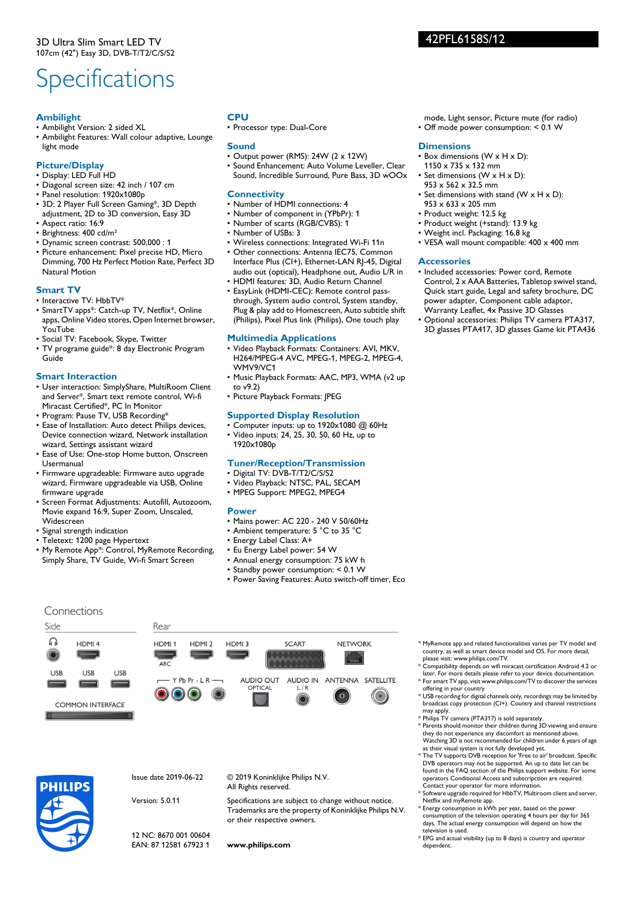3D Ultra Slim Smart LED TV
107cm (42") Easy 3D, DVB-T/T2/C/S/S2

42PFL6158S/12

# Specifications

## Ambilight

- Ambilight Version: 2 sided XL
- Ambilight Features: Wall colour adaptive, Lounge light mode

## Picture/Display

- Display: LED Full HD
- Diagonal screen size: 42 inch / 107 cm
- Panel resolution: 1920x1080p
- 3D: 2 Player Full Screen Gaming*, 3D Depth adjustment, 2D to 3D conversion, Easy 3D
- Aspect ratio: 16:9
- Brightness: 400 cd/m²
- Dynamic screen contrast: 500,000 : 1
- Picture enhancement: Pixel precise HD, Micro Dimming, 700 Hz Perfect Motion Rate, Perfect 3D Natural Motion

## Smart TV

- Interactive TV: HbbTV*
- SmartTV apps*: Catch-up TV, Netflix*, Online apps, Online Video stores, Open Internet browser, YouTube
- Social TV: Facebook, Skype, Twitter
- TV programe guide*: 8 day Electronic Program Guide

## Smart Interaction

- User interaction: SimplyShare, MultiRoom Client and Server*, Smart text remote control, Wi-fi Miracast Certified*, PC In Monitor
- Program: Pause TV, USB Recording*
- Ease of Installation: Auto detect Philips devices, Device connection wizard, Network installation wizard, Settings assistant wizard
- Ease of Use: One-stop Home button, Onscreen Usermanual
- Firmware upgradeable: Firmware auto upgrade wizard, Firmware upgradeable via USB, Online firmware upgrade
- Screen Format Adjustments: Autofill, Autozoom, Movie expand 16:9, Super Zoom, Unscaled, Widescreen
- Signal strength indication
- Teletext: 1200 page Hypertext
- My Remote App*: Control, MyRemote Recording, Simply Share, TV Guide, Wi-fi Smart Screen

## CPU

- Processor type: Dual-Core

## Sound

- Output power (RMS): 24W (2 x 12W)
- Sound Enhancement: Auto Volume Leveller, Clear Sound, Incredible Surround, Pure Bass, 3D wOOx

## Connectivity

- Number of HDMI connections: 4
- Number of component in (YPbPr): 1
- Number of scarts (RGB/CVBS): 1
- Number of USBs: 3
- Wireless connections: Integrated Wi-Fi 11n
- Other connections: Antenna IEC75, Common Interface Plus (CI+), Ethernet-LAN RJ-45, Digital audio out (optical), Headphone out, Audio L/R in
- HDMI features: 3D, Audio Return Channel
- EasyLink (HDMI-CEC): Remote control pass-through, System audio control, System standby, Plug & play add to Homescreen, Auto subtitle shift (Philips), Pixel Plus link (Philips), One touch play

## Multimedia Applications

- Video Playback Formats: Containers: AVI, MKV, H264/MPEG-4 AVC, MPEG-1, MPEG-2, MPEG-4, WMV9/VC1
- Music Playback Formats: AAC, MP3, WMA (v2 up to v9.2)
- Picture Playback Formats: JPEG

## Supported Display Resolution

- Computer inputs: up to 1920x1080 @ 60Hz
- Video inputs: 24, 25, 30, 50, 60 Hz, up to 1920x1080p

## Tuner/Reception/Transmission

- Digital TV: DVB-T/T2/C/S/S2
- Video Playback: NTSC, PAL, SECAM
- MPEG Support: MPEG2, MPEG4

## Power

- Mains power: AC 220 - 240 V 50/60Hz
- Ambient temperature: 5 °C to 35 °C
- Energy Label Class: A+
- Eu Energy Label power: 54 W
- Annual energy consumption: 75 kW h
- Standby power consumption: < 0.1 W
- Power Saving Features: Auto switch-off timer, Eco mode, Light sensor, Picture mute (for radio)
- Off mode power consumption: < 0.1 W

## Dimensions

- Box dimensions (W x H x D): 1150 x 735 x 132 mm
- Set dimensions (W x H x D): 953 x 562 x 32.5 mm
- Set dimensions with stand (W x H x D): 953 x 633 x 205 mm
- Product weight: 12.5 kg
- Product weight (+stand): 13.9 kg
- Weight incl. Packaging: 16.8 kg
- VESA wall mount compatible: 400 x 400 mm

## Accessories

- Included accessories: Power cord, Remote Control, 2 x AAA Batteries, Tabletop swivel stand, Quick start guide, Legal and safety brochure, DC power adapter, Component cable adaptor, Warranty Leaflet, 4x Passive 3D Glasses
- Optional accessories: Philips TV camera PTA317, 3D glasses PTA417, 3D glasses Game kit PTA436

## Connections

Side

HDMI 4

USB USB USB

COMMON INTERFACE

Rear

HDMI 1 (ARC) HDMI 2 HDMI 3 SCART NETWORK

Y Pb Pr - L R

AUDIO OUT OPTICAL

AUDIO IN L / R

ANTENNA

SATELLITE

* MyRemote app and related functionalities varies per TV model and country, as well as smart device model and OS. For more detail, please visit: www.philips.com/TV.
* Compatibility depends on wifi miracast certification Android 4.2 or later. For more details please refer to your device documentation.
* For smart TV app, visit www.philips.com/TV to discover the services offering in your country
* USB recording for digital channels only, recordings may be limited by broadcast copy protection (CI+). Country and channel restrictions may apply.
* Philips TV camera (PTA317) is sold separately.
* Parents should monitor their children during 3D viewing and ensure they do not experience any discomfort as mentioned above. Watching 3D is not recommended for children under 6 years of age as their visual system is not fully developed yet.
* The TV supports DVB reception for 'Free to air' broadcast. Specific DVB operators may not be supported. An up to date list can be found in the FAQ section of the Philips support website. For some operators Conditional Access and subscripction are required. Contact your operator for more information.
* Software upgrade required for HbbTV, Multiroom client and server, Netflix and myRemote app.
* Energy consumption in kWh per year, based on the power consumption of the television operating 4 hours per day for 365 days. The actual energy consumption will depend on how the television is used.
* EPG and actual visibility (up to 8 days) is country and operator dependent.

PHILIPS

Issue date 2019-06-22

Version: 5.0.11

12 NC: 8670 001 00604
EAN: 87 12581 67923 1

© 2019 Koninklijke Philips N.V.
All Rights reserved.

Specifications are subject to change without notice. Trademarks are the property of Koninklijke Philips N.V. or their respective owners.

**www.philips.com**